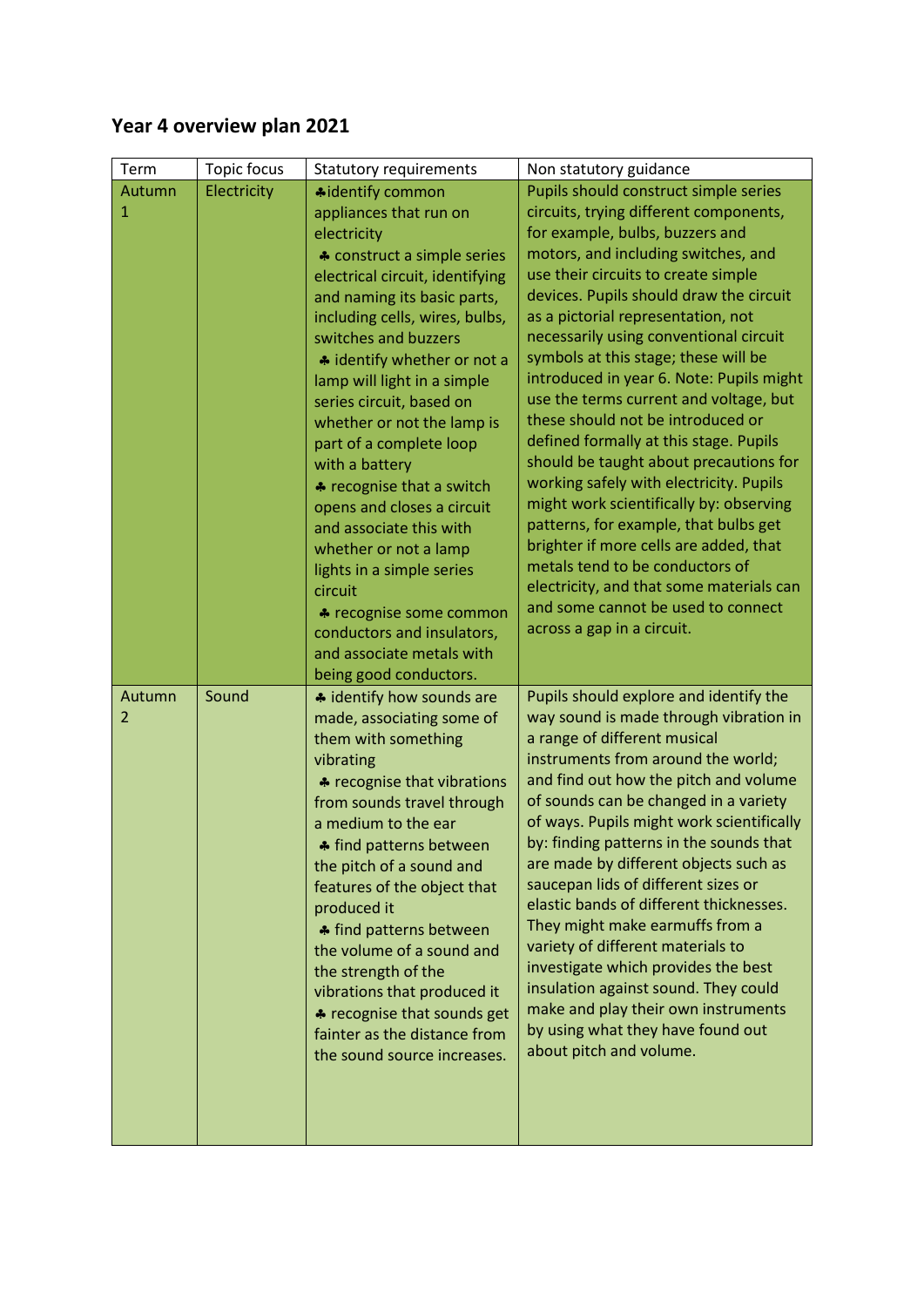## Year 4 overview plan 2021

| Term | Topic focus | Statutory requirements | Non statutory guidance |
| --- | --- | --- | --- |
| Autumn 1 | Electricity | ♣identify common appliances that run on electricity<br>♣ construct a simple series electrical circuit, identifying and naming its basic parts, including cells, wires, bulbs, switches and buzzers<br>♣ identify whether or not a lamp will light in a simple series circuit, based on whether or not the lamp is part of a complete loop with a battery<br>♣ recognise that a switch opens and closes a circuit and associate this with whether or not a lamp lights in a simple series circuit<br>♣ recognise some common conductors and insulators, and associate metals with being good conductors. | Pupils should construct simple series circuits, trying different components, for example, bulbs, buzzers and motors, and including switches, and use their circuits to create simple devices. Pupils should draw the circuit as a pictorial representation, not necessarily using conventional circuit symbols at this stage; these will be introduced in year 6. Note: Pupils might use the terms current and voltage, but these should not be introduced or defined formally at this stage. Pupils should be taught about precautions for working safely with electricity. Pupils might work scientifically by: observing patterns, for example, that bulbs get brighter if more cells are added, that metals tend to be conductors of electricity, and that some materials can and some cannot be used to connect across a gap in a circuit. |
| Autumn 2 | Sound | ♣ identify how sounds are made, associating some of them with something vibrating<br>♣ recognise that vibrations from sounds travel through a medium to the ear<br>♣ find patterns between the pitch of a sound and features of the object that produced it<br>♣ find patterns between the volume of a sound and the strength of the vibrations that produced it<br>♣ recognise that sounds get fainter as the distance from the sound source increases. | Pupils should explore and identify the way sound is made through vibration in a range of different musical instruments from around the world; and find out how the pitch and volume of sounds can be changed in a variety of ways. Pupils might work scientifically by: finding patterns in the sounds that are made by different objects such as saucepan lids of different sizes or elastic bands of different thicknesses. They might make earmuffs from a variety of different materials to investigate which provides the best insulation against sound. They could make and play their own instruments by using what they have found out about pitch and volume. |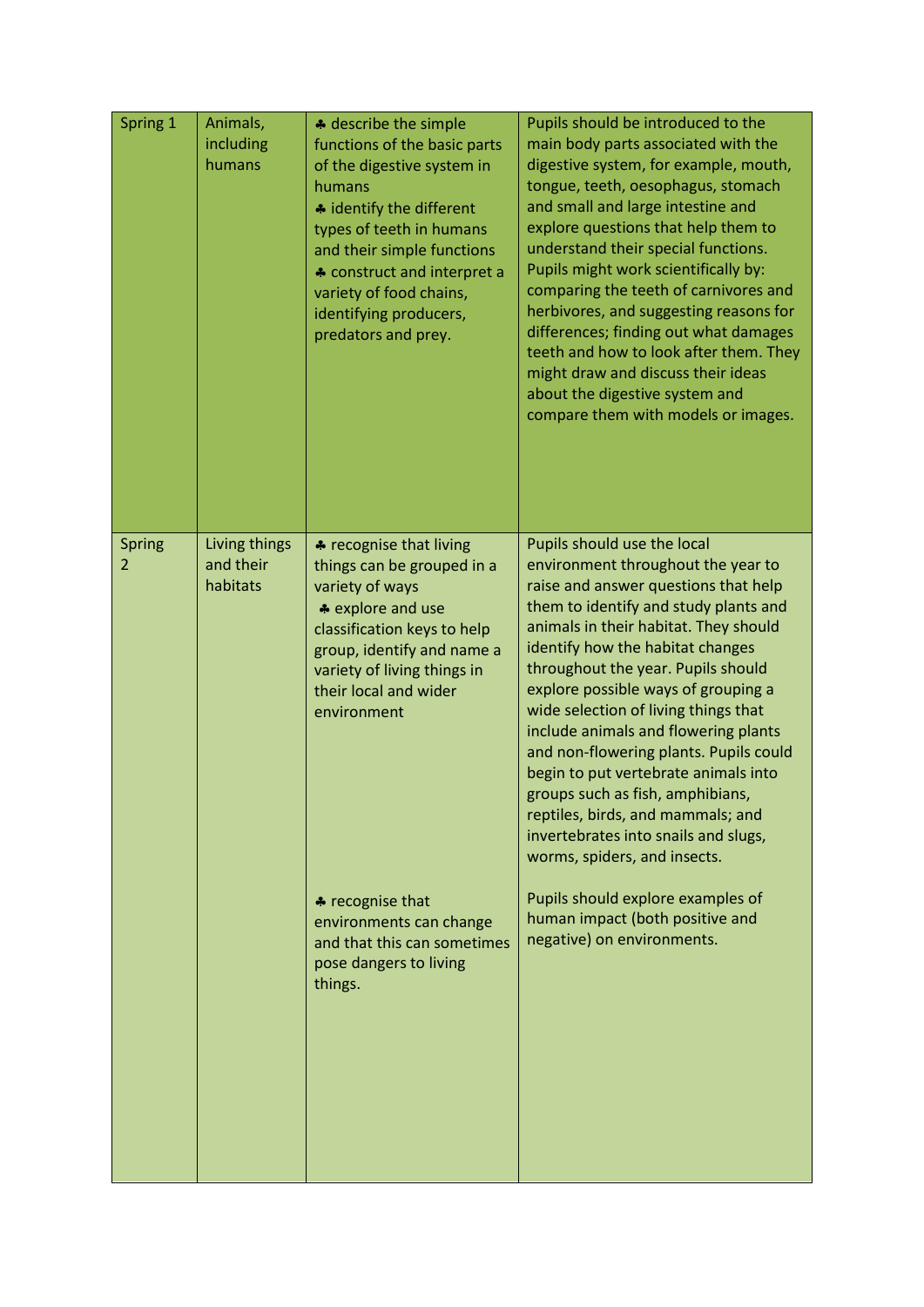| Spring 1 | Animals, including humans | ♣ describe the simple functions of the basic parts of the digestive system in humans<br>♣ identify the different types of teeth in humans and their simple functions<br>♣ construct and interpret a variety of food chains, identifying producers, predators and prey. | Pupils should be introduced to the main body parts associated with the digestive system, for example, mouth, tongue, teeth, oesophagus, stomach and small and large intestine and explore questions that help them to understand their special functions. Pupils might work scientifically by: comparing the teeth of carnivores and herbivores, and suggesting reasons for differences; finding out what damages teeth and how to look after them. They might draw and discuss their ideas about the digestive system and compare them with models or images. |
|---|---|---|---|
| Spring 2 | Living things and their habitats | ♣ recognise that living things can be grouped in a variety of ways<br>♣ explore and use classification keys to help group, identify and name a variety of living things in their local and wider environment<br><br>♣ recognise that environments can change and that this can sometimes pose dangers to living things. | Pupils should use the local environment throughout the year to raise and answer questions that help them to identify and study plants and animals in their habitat. They should identify how the habitat changes throughout the year. Pupils should explore possible ways of grouping a wide selection of living things that include animals and flowering plants and non-flowering plants. Pupils could begin to put vertebrate animals into groups such as fish, amphibians, reptiles, birds, and mammals; and invertebrates into snails and slugs, worms, spiders, and insects.<br><br>Pupils should explore examples of human impact (both positive and negative) on environments. |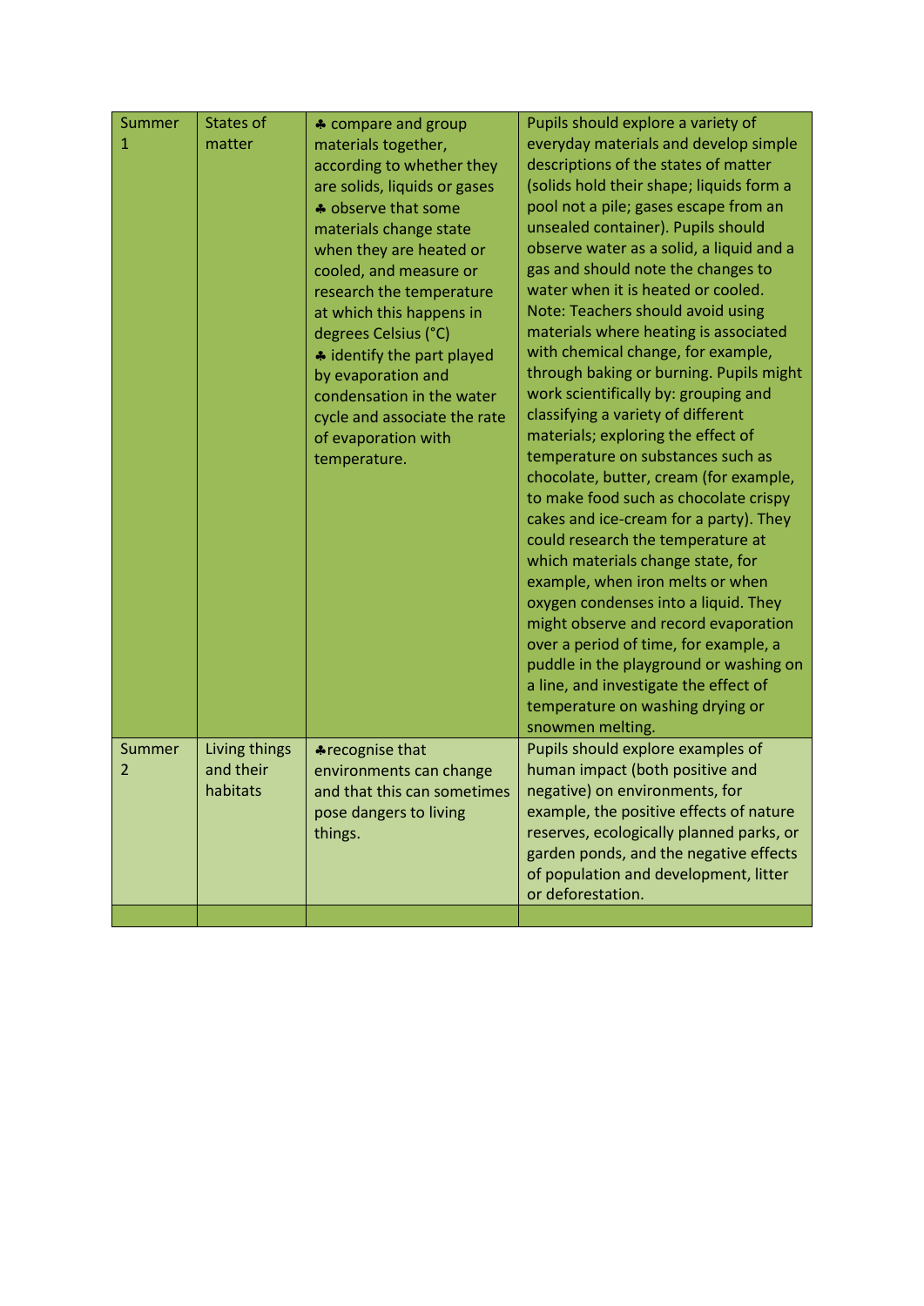| | | | |
|---|---|---|---|
| Summer 1 | States of matter | ♣ compare and group materials together, according to whether they are solids, liquids or gases ♣ observe that some materials change state when they are heated or cooled, and measure or research the temperature at which this happens in degrees Celsius (°C) ♣ identify the part played by evaporation and condensation in the water cycle and associate the rate of evaporation with temperature. | Pupils should explore a variety of everyday materials and develop simple descriptions of the states of matter (solids hold their shape; liquids form a pool not a pile; gases escape from an unsealed container). Pupils should observe water as a solid, a liquid and a gas and should note the changes to water when it is heated or cooled. Note: Teachers should avoid using materials where heating is associated with chemical change, for example, through baking or burning. Pupils might work scientifically by: grouping and classifying a variety of different materials; exploring the effect of temperature on substances such as chocolate, butter, cream (for example, to make food such as chocolate crispy cakes and ice-cream for a party). They could research the temperature at which materials change state, for example, when iron melts or when oxygen condenses into a liquid. They might observe and record evaporation over a period of time, for example, a puddle in the playground or washing on a line, and investigate the effect of temperature on washing drying or snowmen melting. |
| Summer 2 | Living things and their habitats | ♣recognise that environments can change and that this can sometimes pose dangers to living things. | Pupils should explore examples of human impact (both positive and negative) on environments, for example, the positive effects of nature reserves, ecologically planned parks, or garden ponds, and the negative effects of population and development, litter or deforestation. |
| | | | |